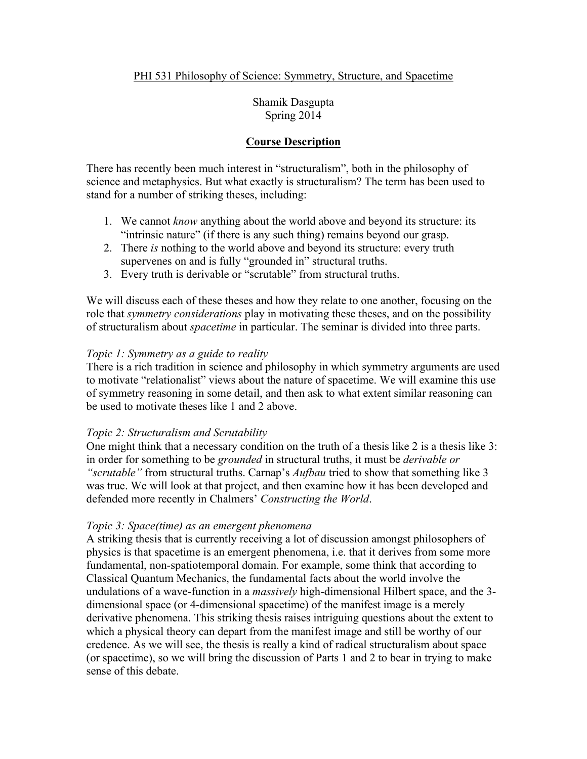PHI 531 Philosophy of Science: Symmetry, Structure, and Spacetime

Shamik Dasgupta
Spring 2014

## Course Description

There has recently been much interest in "structuralism", both in the philosophy of science and metaphysics. But what exactly is structuralism? The term has been used to stand for a number of striking theses, including:

1. We cannot *know* anything about the world above and beyond its structure: its "intrinsic nature" (if there is any such thing) remains beyond our grasp.
2. There *is* nothing to the world above and beyond its structure: every truth supervenes on and is fully "grounded in" structural truths.
3. Every truth is derivable or "scrutable" from structural truths.

We will discuss each of these theses and how they relate to one another, focusing on the role that *symmetry considerations* play in motivating these theses, and on the possibility of structuralism about *spacetime* in particular. The seminar is divided into three parts.

*Topic 1: Symmetry as a guide to reality*
There is a rich tradition in science and philosophy in which symmetry arguments are used to motivate "relationalist" views about the nature of spacetime. We will examine this use of symmetry reasoning in some detail, and then ask to what extent similar reasoning can be used to motivate theses like 1 and 2 above.

*Topic 2: Structuralism and Scrutability*
One might think that a necessary condition on the truth of a thesis like 2 is a thesis like 3: in order for something to be *grounded* in structural truths, it must be *derivable or "scrutable"* from structural truths. Carnap's *Aufbau* tried to show that something like 3 was true. We will look at that project, and then examine how it has been developed and defended more recently in Chalmers' *Constructing the World*.

*Topic 3: Space(time) as an emergent phenomena*
A striking thesis that is currently receiving a lot of discussion amongst philosophers of physics is that spacetime is an emergent phenomena, i.e. that it derives from some more fundamental, non-spatiotemporal domain. For example, some think that according to Classical Quantum Mechanics, the fundamental facts about the world involve the undulations of a wave-function in a *massively* high-dimensional Hilbert space, and the 3-dimensional space (or 4-dimensional spacetime) of the manifest image is a merely derivative phenomena. This striking thesis raises intriguing questions about the extent to which a physical theory can depart from the manifest image and still be worthy of our credence. As we will see, the thesis is really a kind of radical structuralism about space (or spacetime), so we will bring the discussion of Parts 1 and 2 to bear in trying to make sense of this debate.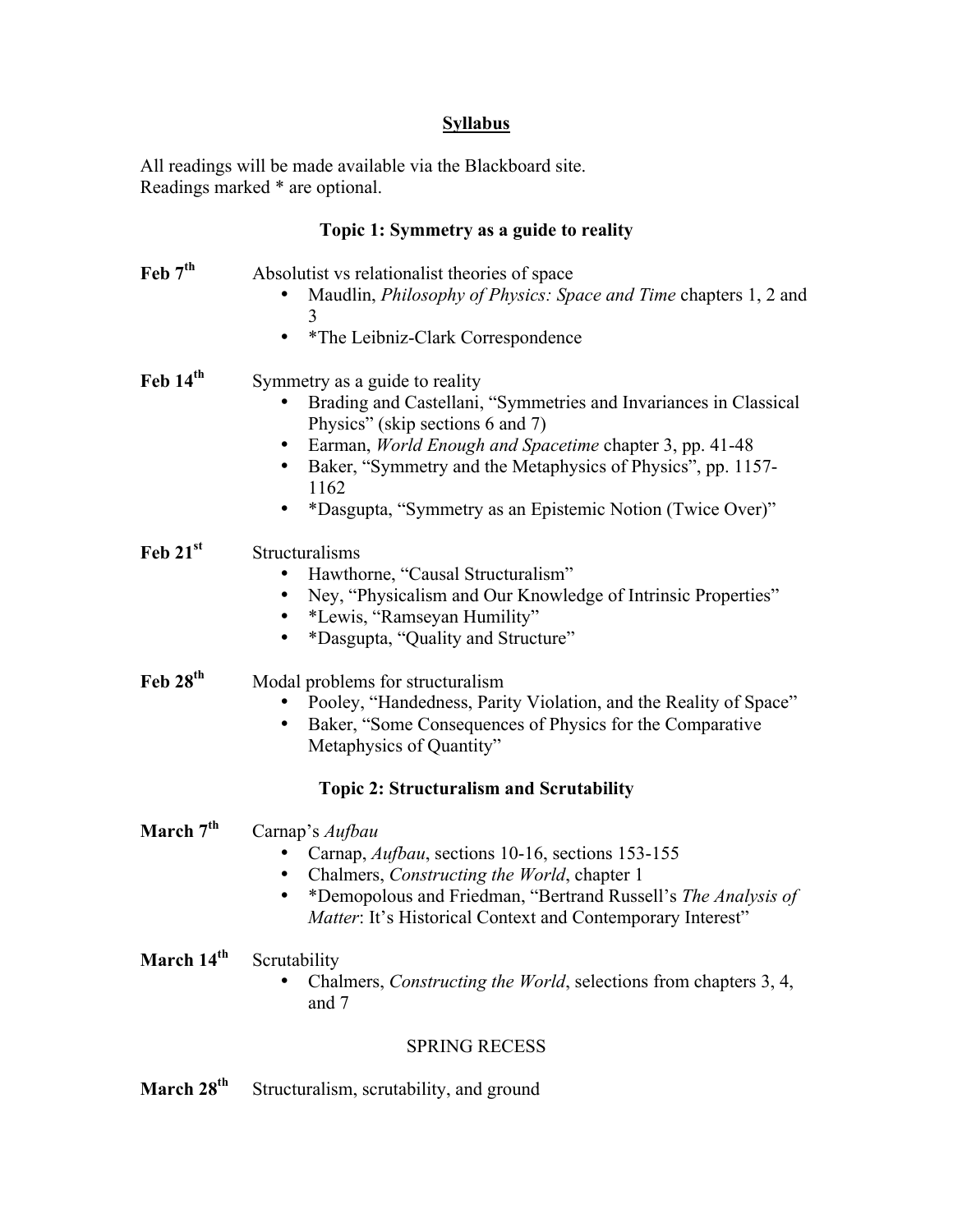## Syllabus

All readings will be made available via the Blackboard site.
Readings marked * are optional.

### Topic 1: Symmetry as a guide to reality

**Feb 7th** Absolutist vs relationalist theories of space

- Maudlin, *Philosophy of Physics: Space and Time* chapters 1, 2 and 3
- *The Leibniz-Clark Correspondence

**Feb 14th** Symmetry as a guide to reality

- Brading and Castellani, "Symmetries and Invariances in Classical Physics" (skip sections 6 and 7)
- Earman, *World Enough and Spacetime* chapter 3, pp. 41-48
- Baker, "Symmetry and the Metaphysics of Physics", pp. 1157-1162
- *Dasgupta, "Symmetry as an Epistemic Notion (Twice Over)"

**Feb 21st** Structuralisms

- Hawthorne, "Causal Structuralism"
- Ney, "Physicalism and Our Knowledge of Intrinsic Properties"
- *Lewis, "Ramseyan Humility"
- *Dasgupta, "Quality and Structure"

**Feb 28th** Modal problems for structuralism

- Pooley, "Handedness, Parity Violation, and the Reality of Space"
- Baker, "Some Consequences of Physics for the Comparative Metaphysics of Quantity"

### Topic 2: Structuralism and Scrutability

**March 7th** Carnap's *Aufbau*

- Carnap, *Aufbau*, sections 10-16, sections 153-155
- Chalmers, *Constructing the World*, chapter 1
- *Demopolous and Friedman, "Bertrand Russell's *The Analysis of Matter*: It's Historical Context and Contemporary Interest"

**March 14th** Scrutability

- Chalmers, *Constructing the World*, selections from chapters 3, 4, and 7

SPRING RECESS

**March 28th** Structuralism, scrutability, and ground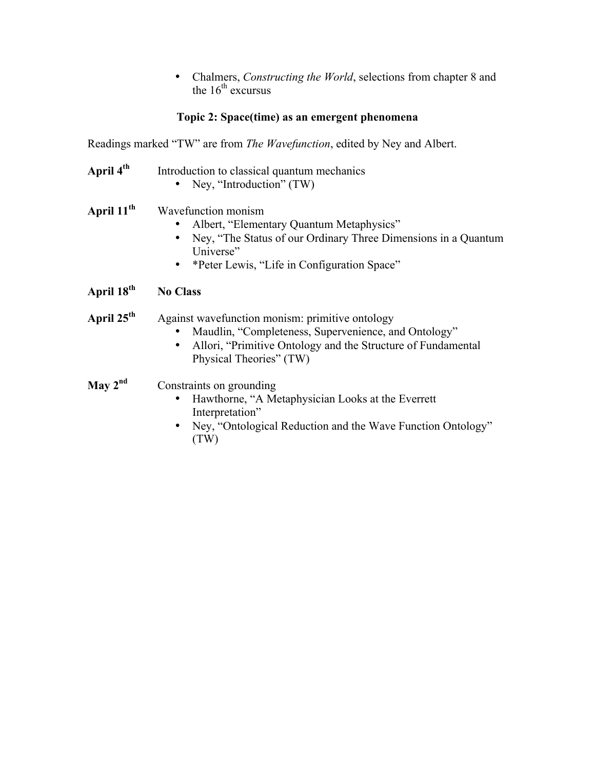- Chalmers, *Constructing the World*, selections from chapter 8 and the 16th excursus

### Topic 2: Space(time) as an emergent phenomena

Readings marked "TW" are from *The Wavefunction*, edited by Ney and Albert.

**April 4th** Introduction to classical quantum mechanics

- Ney, "Introduction" (TW)

**April 11th** Wavefunction monism

- Albert, "Elementary Quantum Metaphysics"
- Ney, "The Status of our Ordinary Three Dimensions in a Quantum Universe"
- *Peter Lewis, "Life in Configuration Space"

**April 18th** **No Class**

**April 25th** Against wavefunction monism: primitive ontology

- Maudlin, "Completeness, Supervenience, and Ontology"
- Allori, "Primitive Ontology and the Structure of Fundamental Physical Theories" (TW)

**May 2nd** Constraints on grounding

- Hawthorne, "A Metaphysician Looks at the Everett Interpretation"
- Ney, "Ontological Reduction and the Wave Function Ontology" (TW)